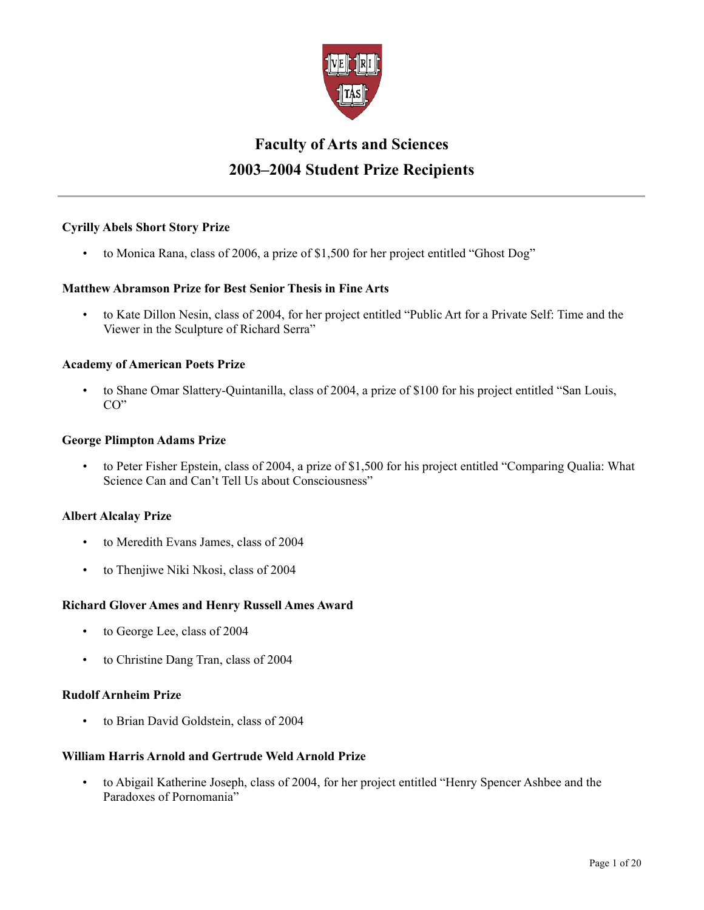# Faculty of Arts and Sciences

## 2003–2004 Student Prize Recipients

---

### Cyrilly Abels Short Story Prize

- to Monica Rana, class of 2006, a prize of $1,500 for her project entitled "Ghost Dog"

### Matthew Abramson Prize for Best Senior Thesis in Fine Arts

- to Kate Dillon Nesin, class of 2004, for her project entitled "Public Art for a Private Self: Time and the Viewer in the Sculpture of Richard Serra"

### Academy of American Poets Prize

- to Shane Omar Slattery-Quintanilla, class of 2004, a prize of $100 for his project entitled "San Louis, CO"

### George Plimpton Adams Prize

- to Peter Fisher Epstein, class of 2004, a prize of $1,500 for his project entitled "Comparing Qualia: What Science Can and Can't Tell Us about Consciousness"

### Albert Alcalay Prize

- to Meredith Evans James, class of 2004
- to Thenjiwe Niki Nkosi, class of 2004

### Richard Glover Ames and Henry Russell Ames Award

- to George Lee, class of 2004
- to Christine Dang Tran, class of 2004

### Rudolf Arnheim Prize

- to Brian David Goldstein, class of 2004

### William Harris Arnold and Gertrude Weld Arnold Prize

- to Abigail Katherine Joseph, class of 2004, for her project entitled "Henry Spencer Ashbee and the Paradoxes of Pornomania"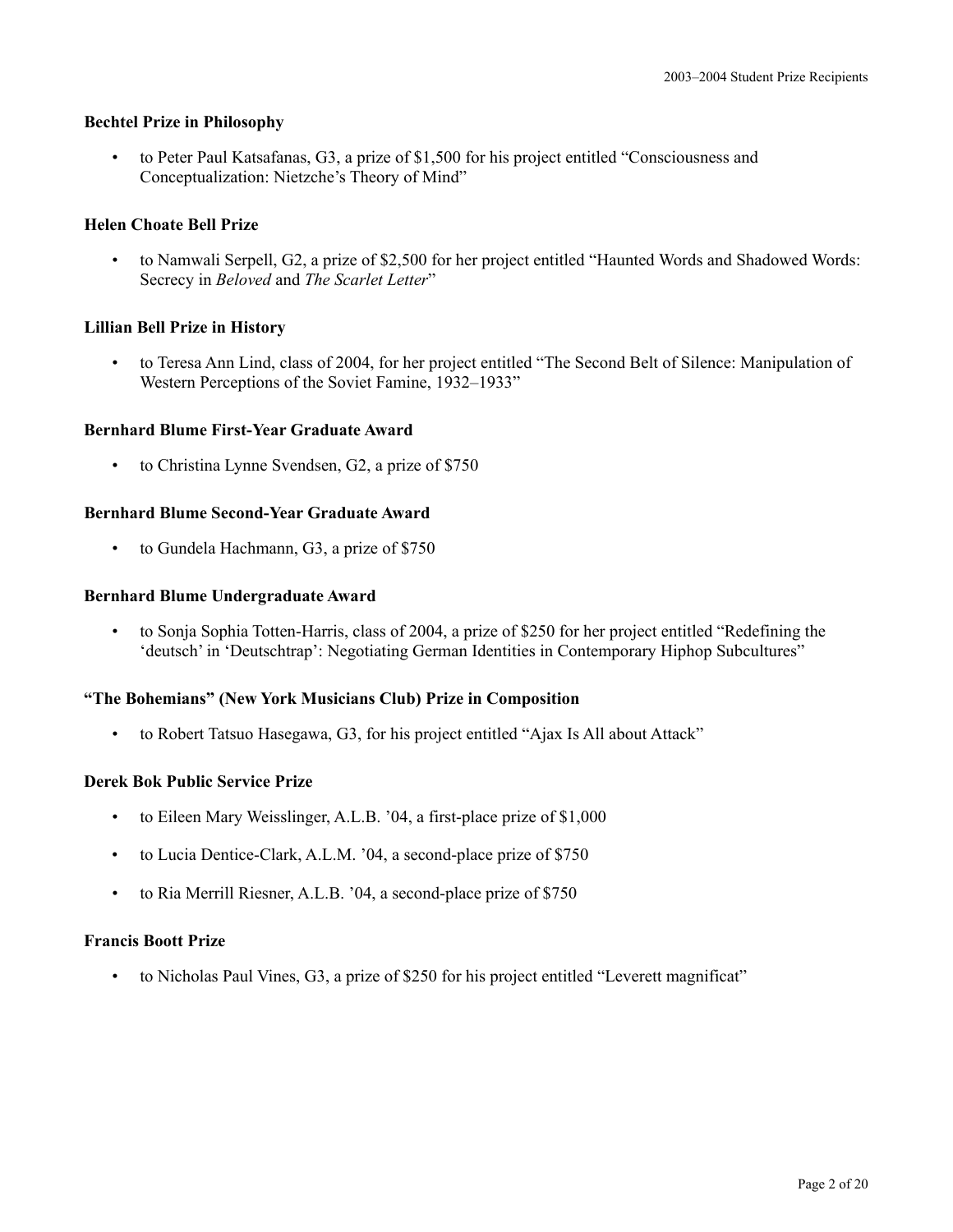**Bechtel Prize in Philosophy**

- to Peter Paul Katsafanas, G3, a prize of $1,500 for his project entitled "Consciousness and Conceptualization: Nietzche's Theory of Mind"

**Helen Choate Bell Prize**

- to Namwali Serpell, G2, a prize of $2,500 for her project entitled "Haunted Words and Shadowed Words: Secrecy in *Beloved* and *The Scarlet Letter*"

**Lillian Bell Prize in History**

- to Teresa Ann Lind, class of 2004, for her project entitled "The Second Belt of Silence: Manipulation of Western Perceptions of the Soviet Famine, 1932–1933"

**Bernhard Blume First-Year Graduate Award**

- to Christina Lynne Svendsen, G2, a prize of $750

**Bernhard Blume Second-Year Graduate Award**

- to Gundela Hachmann, G3, a prize of $750

**Bernhard Blume Undergraduate Award**

- to Sonja Sophia Totten-Harris, class of 2004, a prize of $250 for her project entitled "Redefining the 'deutsch' in 'Deutschtrap': Negotiating German Identities in Contemporary Hiphop Subcultures"

**"The Bohemians" (New York Musicians Club) Prize in Composition**

- to Robert Tatsuo Hasegawa, G3, for his project entitled "Ajax Is All about Attack"

**Derek Bok Public Service Prize**

- to Eileen Mary Weisslinger, A.L.B. '04, a first-place prize of $1,000
- to Lucia Dentice-Clark, A.L.M. '04, a second-place prize of $750
- to Ria Merrill Riesner, A.L.B. '04, a second-place prize of $750

**Francis Boott Prize**

- to Nicholas Paul Vines, G3, a prize of $250 for his project entitled "Leverett magnificat"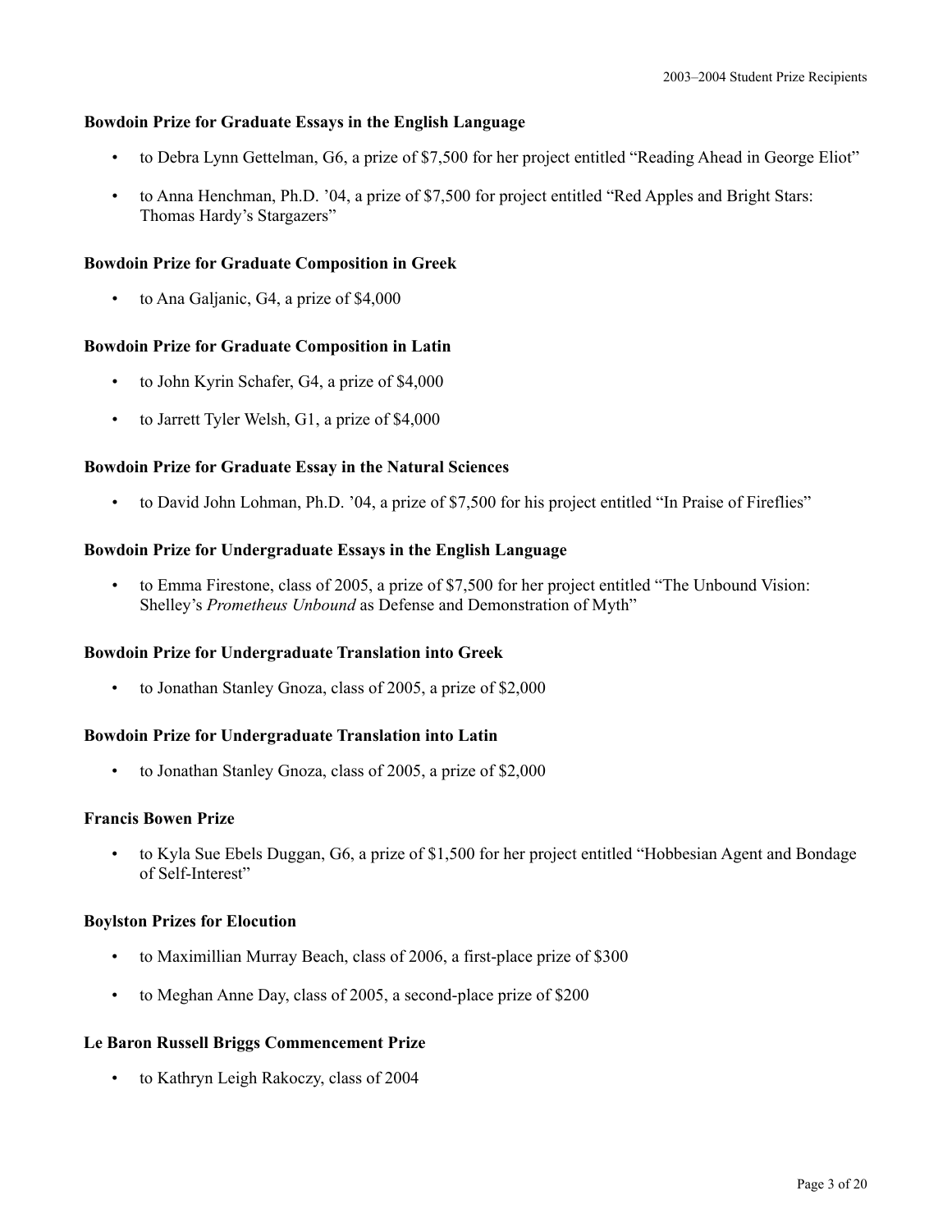**Bowdoin Prize for Graduate Essays in the English Language**

- to Debra Lynn Gettelman, G6, a prize of $7,500 for her project entitled "Reading Ahead in George Eliot"
- to Anna Henchman, Ph.D. '04, a prize of $7,500 for project entitled "Red Apples and Bright Stars: Thomas Hardy's Stargazers"

**Bowdoin Prize for Graduate Composition in Greek**

- to Ana Galjanic, G4, a prize of $4,000

**Bowdoin Prize for Graduate Composition in Latin**

- to John Kyrin Schafer, G4, a prize of $4,000
- to Jarrett Tyler Welsh, G1, a prize of $4,000

**Bowdoin Prize for Graduate Essay in the Natural Sciences**

- to David John Lohman, Ph.D. '04, a prize of $7,500 for his project entitled "In Praise of Fireflies"

**Bowdoin Prize for Undergraduate Essays in the English Language**

- to Emma Firestone, class of 2005, a prize of $7,500 for her project entitled "The Unbound Vision: Shelley's *Prometheus Unbound* as Defense and Demonstration of Myth"

**Bowdoin Prize for Undergraduate Translation into Greek**

- to Jonathan Stanley Gnoza, class of 2005, a prize of $2,000

**Bowdoin Prize for Undergraduate Translation into Latin**

- to Jonathan Stanley Gnoza, class of 2005, a prize of $2,000

**Francis Bowen Prize**

- to Kyla Sue Ebels Duggan, G6, a prize of $1,500 for her project entitled "Hobbesian Agent and Bondage of Self-Interest"

**Boylston Prizes for Elocution**

- to Maximillian Murray Beach, class of 2006, a first-place prize of $300
- to Meghan Anne Day, class of 2005, a second-place prize of $200

**Le Baron Russell Briggs Commencement Prize**

- to Kathryn Leigh Rakoczy, class of 2004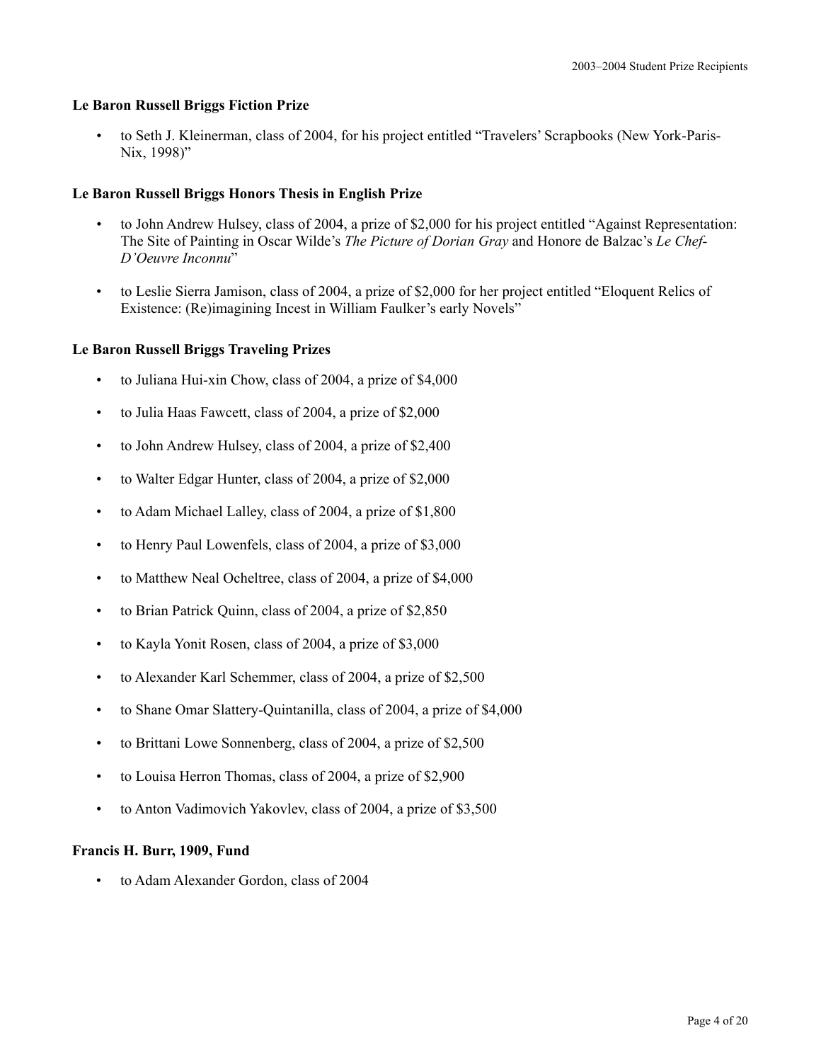**Le Baron Russell Briggs Fiction Prize**

- to Seth J. Kleinerman, class of 2004, for his project entitled "Travelers' Scrapbooks (New York-Paris-Nix, 1998)"

**Le Baron Russell Briggs Honors Thesis in English Prize**

- to John Andrew Hulsey, class of 2004, a prize of $2,000 for his project entitled "Against Representation: The Site of Painting in Oscar Wilde's *The Picture of Dorian Gray* and Honore de Balzac's *Le Chef-D'Oeuvre Inconnu*"
- to Leslie Sierra Jamison, class of 2004, a prize of $2,000 for her project entitled "Eloquent Relics of Existence: (Re)imagining Incest in William Faulker's early Novels"

**Le Baron Russell Briggs Traveling Prizes**

- to Juliana Hui-xin Chow, class of 2004, a prize of $4,000
- to Julia Haas Fawcett, class of 2004, a prize of $2,000
- to John Andrew Hulsey, class of 2004, a prize of $2,400
- to Walter Edgar Hunter, class of 2004, a prize of $2,000
- to Adam Michael Lalley, class of 2004, a prize of $1,800
- to Henry Paul Lowenfels, class of 2004, a prize of $3,000
- to Matthew Neal Ocheltree, class of 2004, a prize of $4,000
- to Brian Patrick Quinn, class of 2004, a prize of $2,850
- to Kayla Yonit Rosen, class of 2004, a prize of $3,000
- to Alexander Karl Schemmer, class of 2004, a prize of $2,500
- to Shane Omar Slattery-Quintanilla, class of 2004, a prize of $4,000
- to Brittani Lowe Sonnenberg, class of 2004, a prize of $2,500
- to Louisa Herron Thomas, class of 2004, a prize of $2,900
- to Anton Vadimovich Yakovlev, class of 2004, a prize of $3,500

**Francis H. Burr, 1909, Fund**

- to Adam Alexander Gordon, class of 2004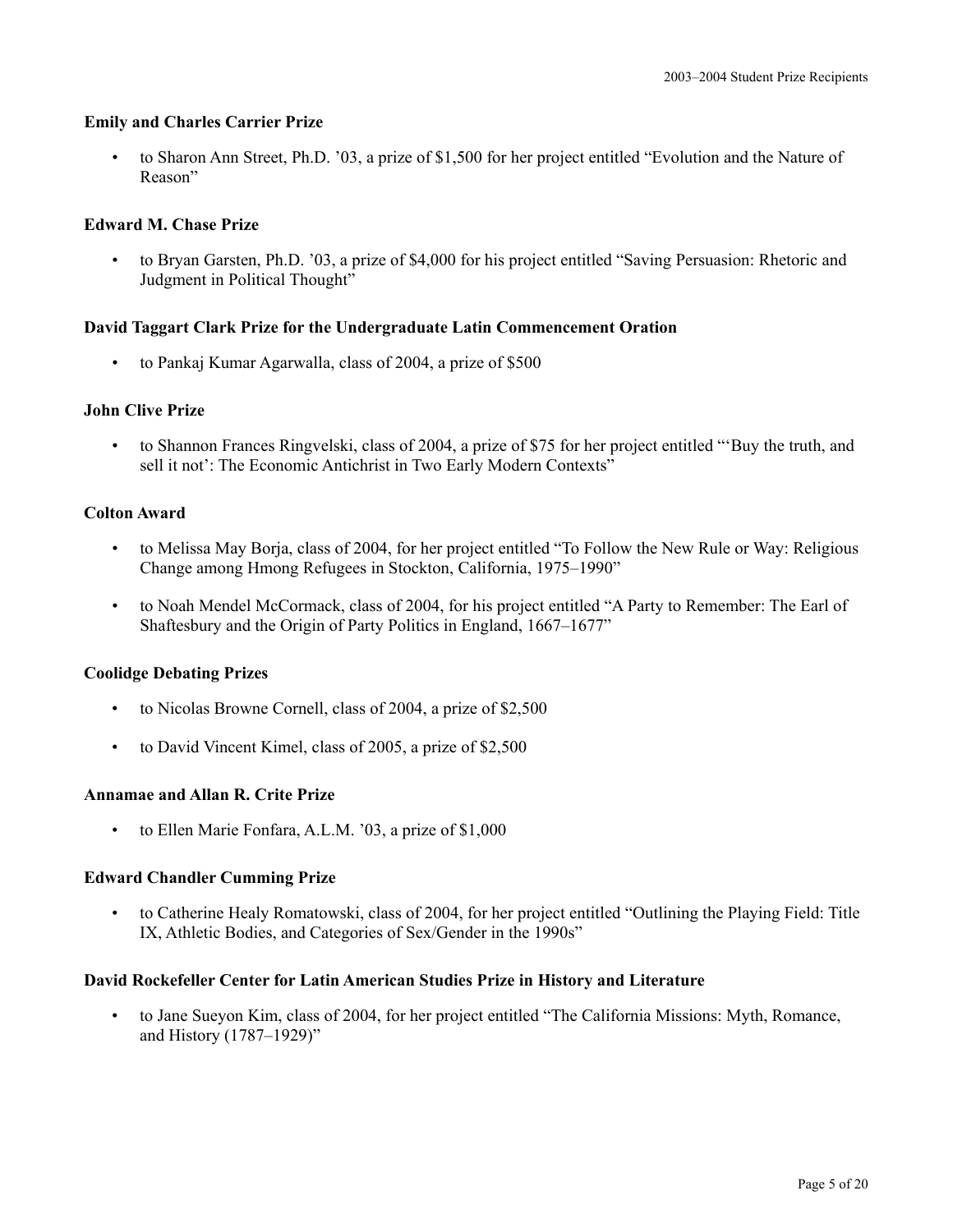**Emily and Charles Carrier Prize**

- to Sharon Ann Street, Ph.D. ’03, a prize of $1,500 for her project entitled “Evolution and the Nature of Reason”

**Edward M. Chase Prize**

- to Bryan Garsten, Ph.D. ’03, a prize of $4,000 for his project entitled “Saving Persuasion: Rhetoric and Judgment in Political Thought”

**David Taggart Clark Prize for the Undergraduate Latin Commencement Oration**

- to Pankaj Kumar Agarwalla, class of 2004, a prize of $500

**John Clive Prize**

- to Shannon Frances Ringvelski, class of 2004, a prize of $75 for her project entitled “‘Buy the truth, and sell it not’: The Economic Antichrist in Two Early Modern Contexts”

**Colton Award**

- to Melissa May Borja, class of 2004, for her project entitled “To Follow the New Rule or Way: Religious Change among Hmong Refugees in Stockton, California, 1975–1990”
- to Noah Mendel McCormack, class of 2004, for his project entitled “A Party to Remember: The Earl of Shaftesbury and the Origin of Party Politics in England, 1667–1677”

**Coolidge Debating Prizes**

- to Nicolas Browne Cornell, class of 2004, a prize of $2,500
- to David Vincent Kimel, class of 2005, a prize of $2,500

**Annamae and Allan R. Crite Prize**

- to Ellen Marie Fonfara, A.L.M. ’03, a prize of $1,000

**Edward Chandler Cumming Prize**

- to Catherine Healy Romatowski, class of 2004, for her project entitled “Outlining the Playing Field: Title IX, Athletic Bodies, and Categories of Sex/Gender in the 1990s”

**David Rockefeller Center for Latin American Studies Prize in History and Literature**

- to Jane Sueyon Kim, class of 2004, for her project entitled “The California Missions: Myth, Romance, and History (1787–1929)”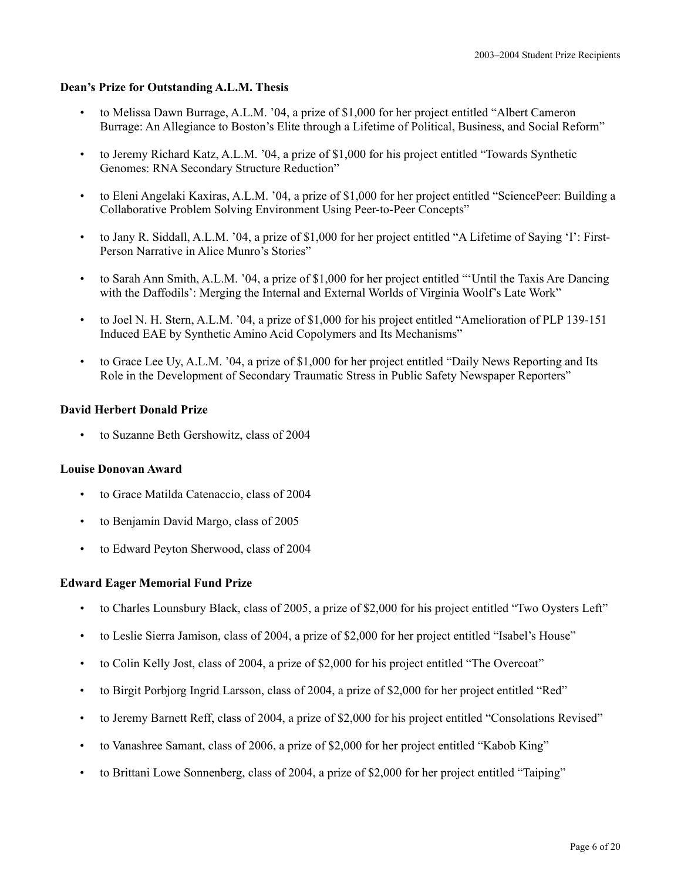### Dean's Prize for Outstanding A.L.M. Thesis

- to Melissa Dawn Burrage, A.L.M. '04, a prize of $1,000 for her project entitled "Albert Cameron Burrage: An Allegiance to Boston's Elite through a Lifetime of Political, Business, and Social Reform"
- to Jeremy Richard Katz, A.L.M. '04, a prize of $1,000 for his project entitled "Towards Synthetic Genomes: RNA Secondary Structure Reduction"
- to Eleni Angelaki Kaxiras, A.L.M. '04, a prize of $1,000 for her project entitled "SciencePeer: Building a Collaborative Problem Solving Environment Using Peer-to-Peer Concepts"
- to Jany R. Siddall, A.L.M. '04, a prize of $1,000 for her project entitled "A Lifetime of Saying 'I': First-Person Narrative in Alice Munro's Stories"
- to Sarah Ann Smith, A.L.M. '04, a prize of $1,000 for her project entitled "'Until the Taxis Are Dancing with the Daffodils': Merging the Internal and External Worlds of Virginia Woolf's Late Work"
- to Joel N. H. Stern, A.L.M. '04, a prize of $1,000 for his project entitled "Amelioration of PLP 139-151 Induced EAE by Synthetic Amino Acid Copolymers and Its Mechanisms"
- to Grace Lee Uy, A.L.M. '04, a prize of $1,000 for her project entitled "Daily News Reporting and Its Role in the Development of Secondary Traumatic Stress in Public Safety Newspaper Reporters"

### David Herbert Donald Prize

- to Suzanne Beth Gershowitz, class of 2004

### Louise Donovan Award

- to Grace Matilda Catenaccio, class of 2004
- to Benjamin David Margo, class of 2005
- to Edward Peyton Sherwood, class of 2004

### Edward Eager Memorial Fund Prize

- to Charles Lounsbury Black, class of 2005, a prize of $2,000 for his project entitled "Two Oysters Left"
- to Leslie Sierra Jamison, class of 2004, a prize of $2,000 for her project entitled "Isabel's House"
- to Colin Kelly Jost, class of 2004, a prize of $2,000 for his project entitled "The Overcoat"
- to Birgit Porbjorg Ingrid Larsson, class of 2004, a prize of $2,000 for her project entitled "Red"
- to Jeremy Barnett Reff, class of 2004, a prize of $2,000 for his project entitled "Consolations Revised"
- to Vanashree Samant, class of 2006, a prize of $2,000 for her project entitled "Kabob King"
- to Brittani Lowe Sonnenberg, class of 2004, a prize of $2,000 for her project entitled "Taiping"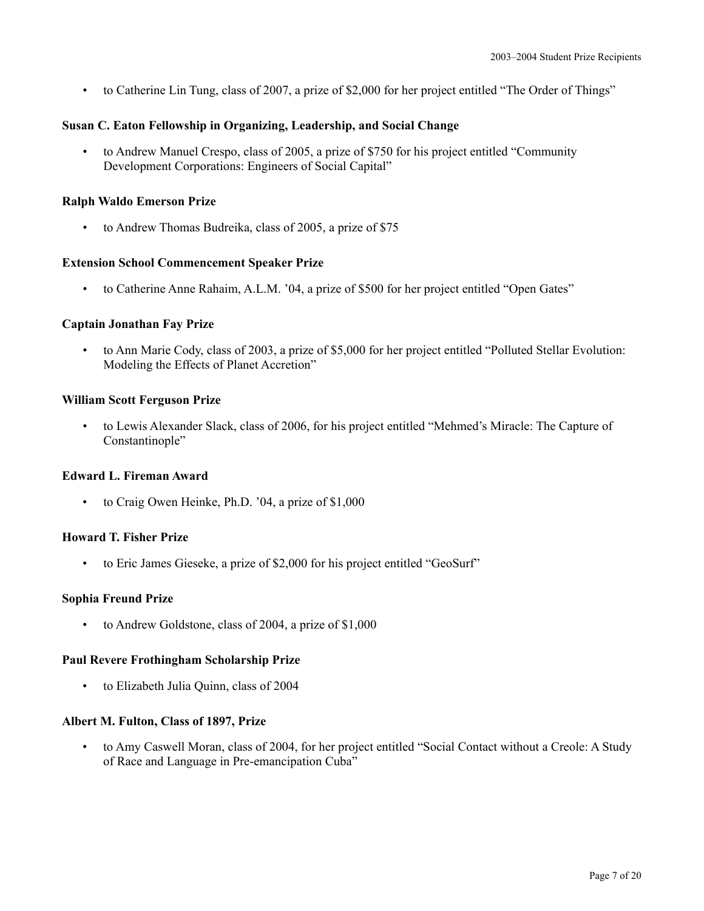- to Catherine Lin Tung, class of 2007, a prize of $2,000 for her project entitled "The Order of Things"

**Susan C. Eaton Fellowship in Organizing, Leadership, and Social Change**

- to Andrew Manuel Crespo, class of 2005, a prize of $750 for his project entitled "Community Development Corporations: Engineers of Social Capital"

**Ralph Waldo Emerson Prize**

- to Andrew Thomas Budreika, class of 2005, a prize of $75

**Extension School Commencement Speaker Prize**

- to Catherine Anne Rahaim, A.L.M. '04, a prize of $500 for her project entitled "Open Gates"

**Captain Jonathan Fay Prize**

- to Ann Marie Cody, class of 2003, a prize of $5,000 for her project entitled "Polluted Stellar Evolution: Modeling the Effects of Planet Accretion"

**William Scott Ferguson Prize**

- to Lewis Alexander Slack, class of 2006, for his project entitled "Mehmed's Miracle: The Capture of Constantinople"

**Edward L. Fireman Award**

- to Craig Owen Heinke, Ph.D. '04, a prize of $1,000

**Howard T. Fisher Prize**

- to Eric James Gieseke, a prize of $2,000 for his project entitled "GeoSurf"

**Sophia Freund Prize**

- to Andrew Goldstone, class of 2004, a prize of $1,000

**Paul Revere Frothingham Scholarship Prize**

- to Elizabeth Julia Quinn, class of 2004

**Albert M. Fulton, Class of 1897, Prize**

- to Amy Caswell Moran, class of 2004, for her project entitled "Social Contact without a Creole: A Study of Race and Language in Pre-emancipation Cuba"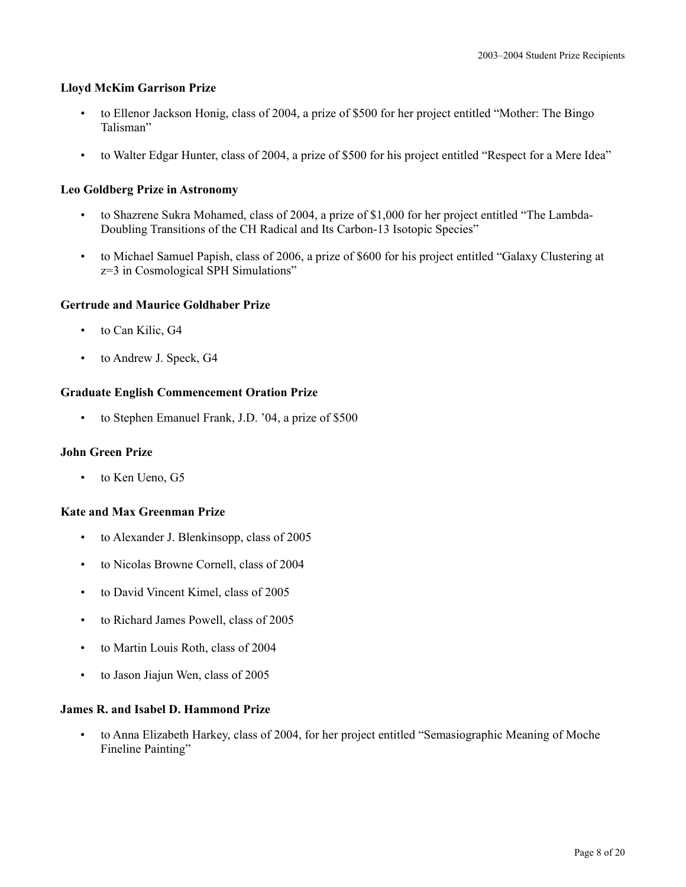### Lloyd McKim Garrison Prize

- to Ellenor Jackson Honig, class of 2004, a prize of $500 for her project entitled "Mother: The Bingo Talisman"
- to Walter Edgar Hunter, class of 2004, a prize of $500 for his project entitled "Respect for a Mere Idea"

### Leo Goldberg Prize in Astronomy

- to Shazrene Sukra Mohamed, class of 2004, a prize of $1,000 for her project entitled "The Lambda-Doubling Transitions of the CH Radical and Its Carbon-13 Isotopic Species"
- to Michael Samuel Papish, class of 2006, a prize of $600 for his project entitled "Galaxy Clustering at z=3 in Cosmological SPH Simulations"

### Gertrude and Maurice Goldhaber Prize

- to Can Kilic, G4
- to Andrew J. Speck, G4

### Graduate English Commencement Oration Prize

- to Stephen Emanuel Frank, J.D. '04, a prize of $500

### John Green Prize

- to Ken Ueno, G5

### Kate and Max Greenman Prize

- to Alexander J. Blenkinsopp, class of 2005
- to Nicolas Browne Cornell, class of 2004
- to David Vincent Kimel, class of 2005
- to Richard James Powell, class of 2005
- to Martin Louis Roth, class of 2004
- to Jason Jiajun Wen, class of 2005

### James R. and Isabel D. Hammond Prize

- to Anna Elizabeth Harkey, class of 2004, for her project entitled "Semasiographic Meaning of Moche Fineline Painting"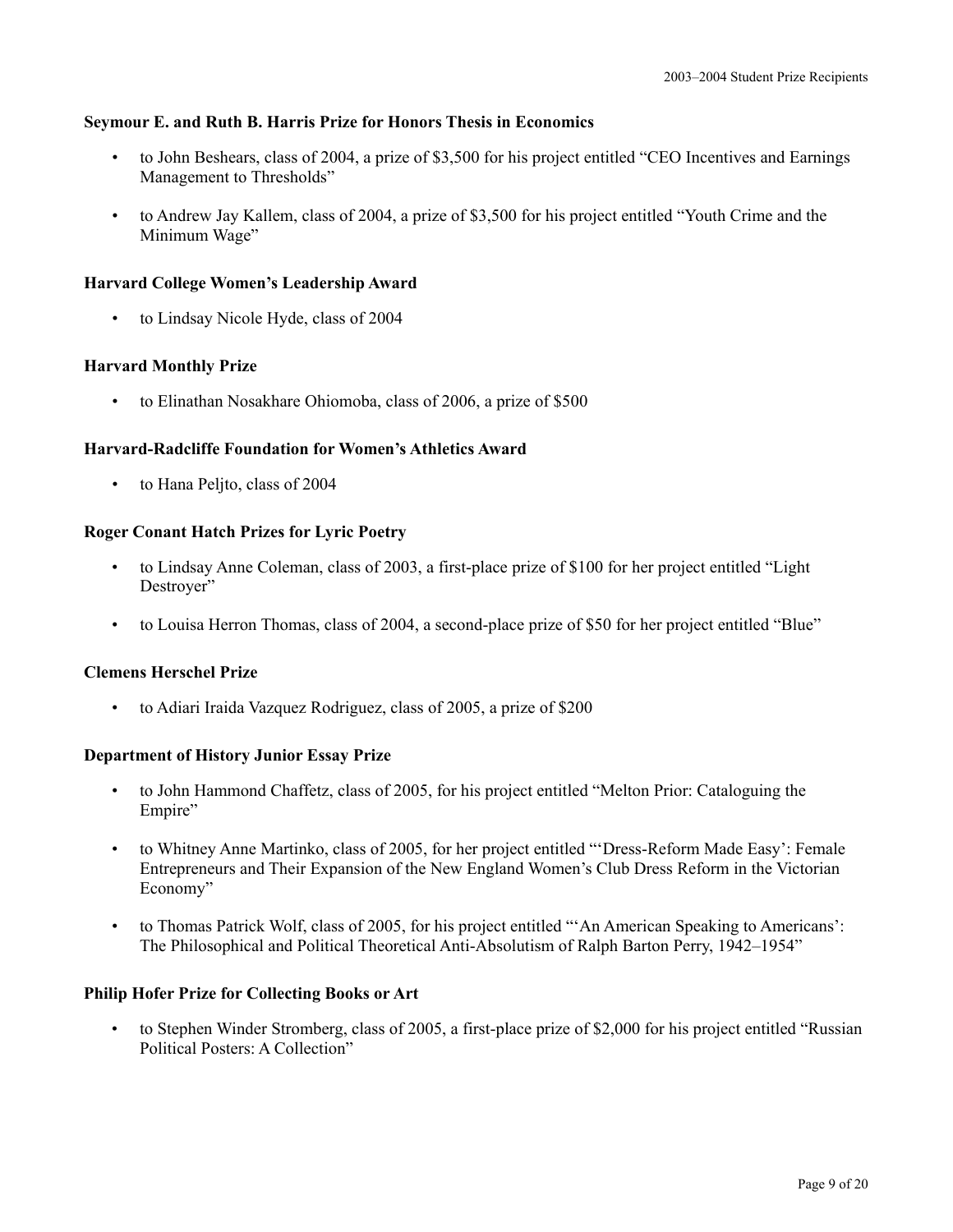**Seymour E. and Ruth B. Harris Prize for Honors Thesis in Economics**

- to John Beshears, class of 2004, a prize of $3,500 for his project entitled "CEO Incentives and Earnings Management to Thresholds"
- to Andrew Jay Kallem, class of 2004, a prize of $3,500 for his project entitled "Youth Crime and the Minimum Wage"

**Harvard College Women's Leadership Award**

- to Lindsay Nicole Hyde, class of 2004

**Harvard Monthly Prize**

- to Elinathan Nosakhare Ohiomoba, class of 2006, a prize of $500

**Harvard-Radcliffe Foundation for Women's Athletics Award**

- to Hana Peljto, class of 2004

**Roger Conant Hatch Prizes for Lyric Poetry**

- to Lindsay Anne Coleman, class of 2003, a first-place prize of $100 for her project entitled "Light Destroyer"
- to Louisa Herron Thomas, class of 2004, a second-place prize of $50 for her project entitled "Blue"

**Clemens Herschel Prize**

- to Adiari Iraida Vazquez Rodriguez, class of 2005, a prize of $200

**Department of History Junior Essay Prize**

- to John Hammond Chaffetz, class of 2005, for his project entitled "Melton Prior: Cataloguing the Empire"
- to Whitney Anne Martinko, class of 2005, for her project entitled "'Dress-Reform Made Easy': Female Entrepreneurs and Their Expansion of the New England Women's Club Dress Reform in the Victorian Economy"
- to Thomas Patrick Wolf, class of 2005, for his project entitled "'An American Speaking to Americans': The Philosophical and Political Theoretical Anti-Absolutism of Ralph Barton Perry, 1942–1954"

**Philip Hofer Prize for Collecting Books or Art**

- to Stephen Winder Stromberg, class of 2005, a first-place prize of $2,000 for his project entitled "Russian Political Posters: A Collection"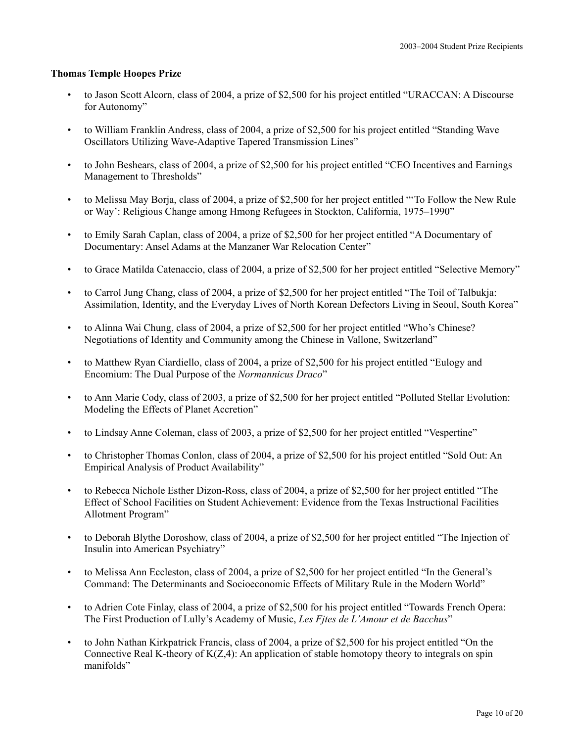**Thomas Temple Hoopes Prize**

- to Jason Scott Alcorn, class of 2004, a prize of $2,500 for his project entitled "URACCAN: A Discourse for Autonomy"
- to William Franklin Andress, class of 2004, a prize of $2,500 for his project entitled "Standing Wave Oscillators Utilizing Wave-Adaptive Tapered Transmission Lines"
- to John Beshears, class of 2004, a prize of $2,500 for his project entitled "CEO Incentives and Earnings Management to Thresholds"
- to Melissa May Borja, class of 2004, a prize of $2,500 for her project entitled "'To Follow the New Rule or Way': Religious Change among Hmong Refugees in Stockton, California, 1975–1990"
- to Emily Sarah Caplan, class of 2004, a prize of $2,500 for her project entitled "A Documentary of Documentary: Ansel Adams at the Manzaner War Relocation Center"
- to Grace Matilda Catenaccio, class of 2004, a prize of $2,500 for her project entitled "Selective Memory"
- to Carrol Jung Chang, class of 2004, a prize of $2,500 for her project entitled "The Toil of Talbukja: Assimilation, Identity, and the Everyday Lives of North Korean Defectors Living in Seoul, South Korea"
- to Alinna Wai Chung, class of 2004, a prize of $2,500 for her project entitled "Who's Chinese? Negotiations of Identity and Community among the Chinese in Vallone, Switzerland"
- to Matthew Ryan Ciardiello, class of 2004, a prize of $2,500 for his project entitled "Eulogy and Encomium: The Dual Purpose of the *Normannicus Draco*"
- to Ann Marie Cody, class of 2003, a prize of $2,500 for her project entitled "Polluted Stellar Evolution: Modeling the Effects of Planet Accretion"
- to Lindsay Anne Coleman, class of 2003, a prize of $2,500 for her project entitled "Vespertine"
- to Christopher Thomas Conlon, class of 2004, a prize of $2,500 for his project entitled "Sold Out: An Empirical Analysis of Product Availability"
- to Rebecca Nichole Esther Dizon-Ross, class of 2004, a prize of $2,500 for her project entitled "The Effect of School Facilities on Student Achievement: Evidence from the Texas Instructional Facilities Allotment Program"
- to Deborah Blythe Doroshow, class of 2004, a prize of $2,500 for her project entitled "The Injection of Insulin into American Psychiatry"
- to Melissa Ann Eccleston, class of 2004, a prize of $2,500 for her project entitled "In the General's Command: The Determinants and Socioeconomic Effects of Military Rule in the Modern World"
- to Adrien Cote Finlay, class of 2004, a prize of $2,500 for his project entitled "Towards French Opera: The First Production of Lully's Academy of Music, *Les Fjtes de L'Amour et de Bacchus*"
- to John Nathan Kirkpatrick Francis, class of 2004, a prize of $2,500 for his project entitled "On the Connective Real K-theory of K(Z,4): An application of stable homotopy theory to integrals on spin manifolds"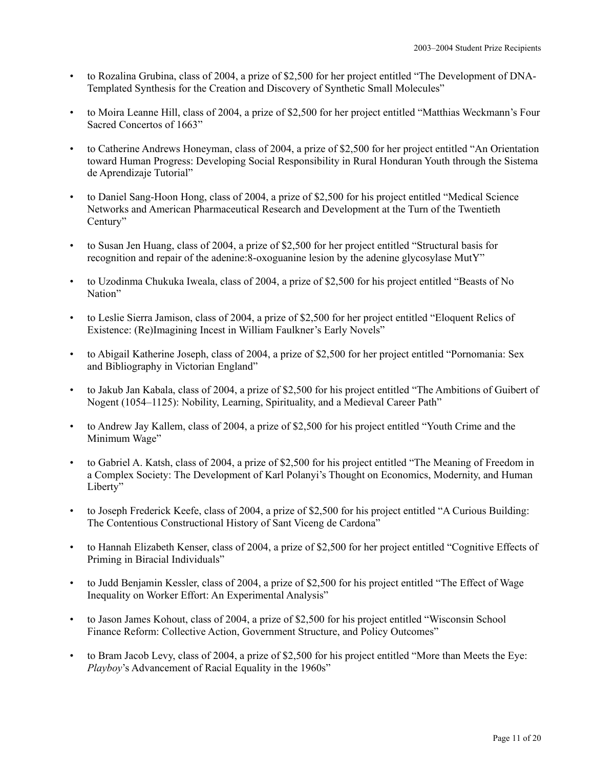- to Rozalina Grubina, class of 2004, a prize of $2,500 for her project entitled "The Development of DNA-Templated Synthesis for the Creation and Discovery of Synthetic Small Molecules"

- to Moira Leanne Hill, class of 2004, a prize of $2,500 for her project entitled "Matthias Weckmann's Four Sacred Concertos of 1663"

- to Catherine Andrews Honeyman, class of 2004, a prize of $2,500 for her project entitled "An Orientation toward Human Progress: Developing Social Responsibility in Rural Honduran Youth through the Sistema de Aprendizaje Tutorial"

- to Daniel Sang-Hoon Hong, class of 2004, a prize of $2,500 for his project entitled "Medical Science Networks and American Pharmaceutical Research and Development at the Turn of the Twentieth Century"

- to Susan Jen Huang, class of 2004, a prize of $2,500 for her project entitled "Structural basis for recognition and repair of the adenine:8-oxoguanine lesion by the adenine glycosylase MutY"

- to Uzodinma Chukuka Iweala, class of 2004, a prize of $2,500 for his project entitled "Beasts of No Nation"

- to Leslie Sierra Jamison, class of 2004, a prize of $2,500 for her project entitled "Eloquent Relics of Existence: (Re)Imagining Incest in William Faulkner's Early Novels"

- to Abigail Katherine Joseph, class of 2004, a prize of $2,500 for her project entitled "Pornomania: Sex and Bibliography in Victorian England"

- to Jakub Jan Kabala, class of 2004, a prize of $2,500 for his project entitled "The Ambitions of Guibert of Nogent (1054–1125): Nobility, Learning, Spirituality, and a Medieval Career Path"

- to Andrew Jay Kallem, class of 2004, a prize of $2,500 for his project entitled "Youth Crime and the Minimum Wage"

- to Gabriel A. Katsh, class of 2004, a prize of $2,500 for his project entitled "The Meaning of Freedom in a Complex Society: The Development of Karl Polanyi's Thought on Economics, Modernity, and Human Liberty"

- to Joseph Frederick Keefe, class of 2004, a prize of $2,500 for his project entitled "A Curious Building: The Contentious Constructional History of Sant Viceng de Cardona"

- to Hannah Elizabeth Kenser, class of 2004, a prize of $2,500 for her project entitled "Cognitive Effects of Priming in Biracial Individuals"

- to Judd Benjamin Kessler, class of 2004, a prize of $2,500 for his project entitled "The Effect of Wage Inequality on Worker Effort: An Experimental Analysis"

- to Jason James Kohout, class of 2004, a prize of $2,500 for his project entitled "Wisconsin School Finance Reform: Collective Action, Government Structure, and Policy Outcomes"

- to Bram Jacob Levy, class of 2004, a prize of $2,500 for his project entitled "More than Meets the Eye: *Playboy*'s Advancement of Racial Equality in the 1960s"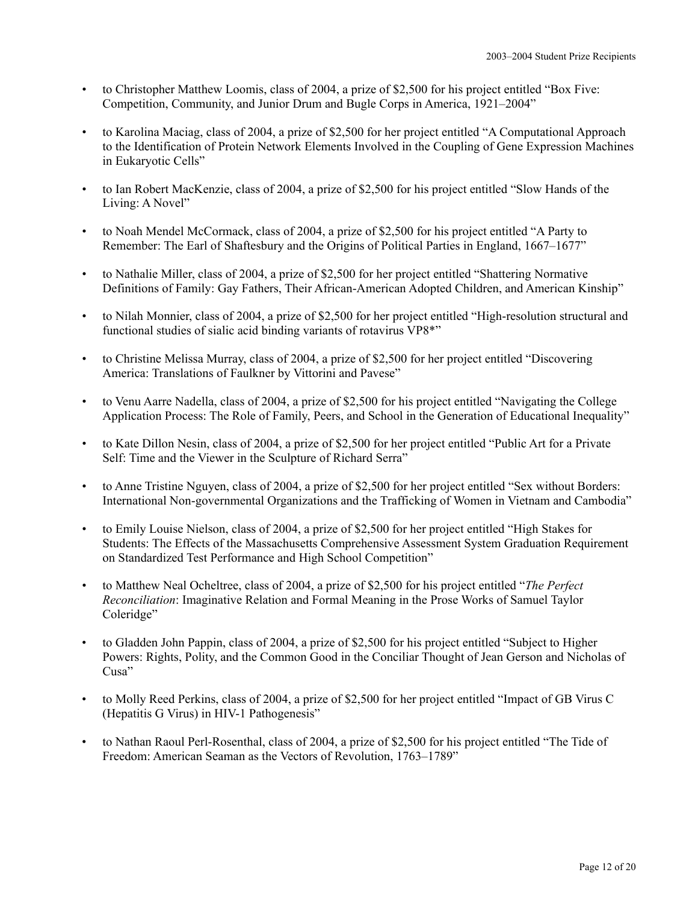- to Christopher Matthew Loomis, class of 2004, a prize of $2,500 for his project entitled “Box Five: Competition, Community, and Junior Drum and Bugle Corps in America, 1921–2004”
- to Karolina Maciag, class of 2004, a prize of $2,500 for her project entitled “A Computational Approach to the Identification of Protein Network Elements Involved in the Coupling of Gene Expression Machines in Eukaryotic Cells”
- to Ian Robert MacKenzie, class of 2004, a prize of $2,500 for his project entitled “Slow Hands of the Living: A Novel”
- to Noah Mendel McCormack, class of 2004, a prize of $2,500 for his project entitled “A Party to Remember: The Earl of Shaftesbury and the Origins of Political Parties in England, 1667–1677”
- to Nathalie Miller, class of 2004, a prize of $2,500 for her project entitled “Shattering Normative Definitions of Family: Gay Fathers, Their African-American Adopted Children, and American Kinship”
- to Nilah Monnier, class of 2004, a prize of $2,500 for her project entitled “High-resolution structural and functional studies of sialic acid binding variants of rotavirus VP8*”
- to Christine Melissa Murray, class of 2004, a prize of $2,500 for her project entitled “Discovering America: Translations of Faulkner by Vittorini and Pavese”
- to Venu Aarre Nadella, class of 2004, a prize of $2,500 for his project entitled “Navigating the College Application Process: The Role of Family, Peers, and School in the Generation of Educational Inequality”
- to Kate Dillon Nesin, class of 2004, a prize of $2,500 for her project entitled “Public Art for a Private Self: Time and the Viewer in the Sculpture of Richard Serra”
- to Anne Tristine Nguyen, class of 2004, a prize of $2,500 for her project entitled “Sex without Borders: International Non-governmental Organizations and the Trafficking of Women in Vietnam and Cambodia”
- to Emily Louise Nielson, class of 2004, a prize of $2,500 for her project entitled “High Stakes for Students: The Effects of the Massachusetts Comprehensive Assessment System Graduation Requirement on Standardized Test Performance and High School Competition”
- to Matthew Neal Ocheltree, class of 2004, a prize of $2,500 for his project entitled “*The Perfect Reconciliation*: Imaginative Relation and Formal Meaning in the Prose Works of Samuel Taylor Coleridge”
- to Gladden John Pappin, class of 2004, a prize of $2,500 for his project entitled “Subject to Higher Powers: Rights, Polity, and the Common Good in the Conciliar Thought of Jean Gerson and Nicholas of Cusa”
- to Molly Reed Perkins, class of 2004, a prize of $2,500 for her project entitled “Impact of GB Virus C (Hepatitis G Virus) in HIV-1 Pathogenesis”
- to Nathan Raoul Perl-Rosenthal, class of 2004, a prize of $2,500 for his project entitled “The Tide of Freedom: American Seaman as the Vectors of Revolution, 1763–1789”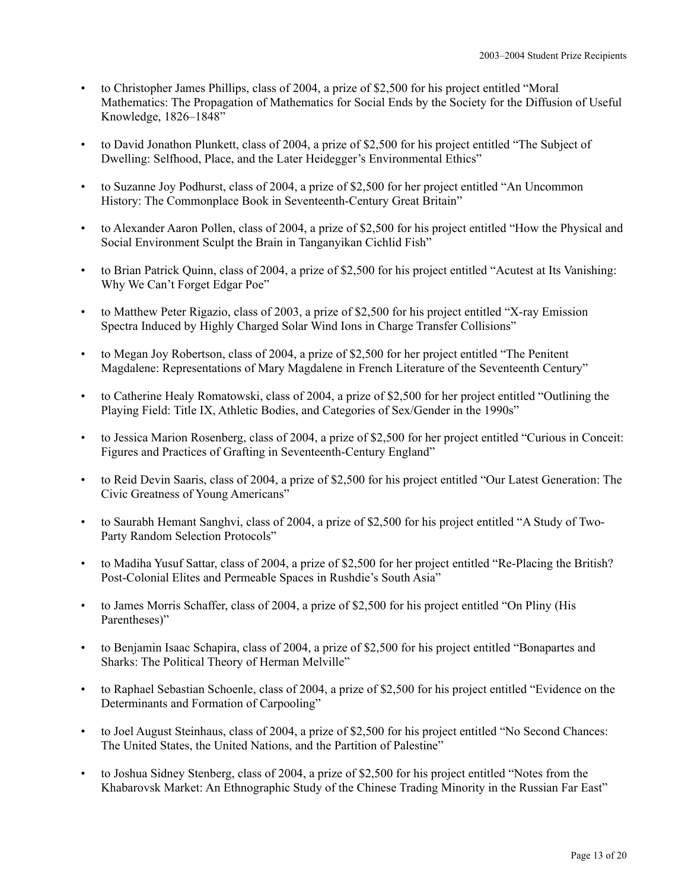- to Christopher James Phillips, class of 2004, a prize of $2,500 for his project entitled "Moral Mathematics: The Propagation of Mathematics for Social Ends by the Society for the Diffusion of Useful Knowledge, 1826–1848"

- to David Jonathon Plunkett, class of 2004, a prize of $2,500 for his project entitled "The Subject of Dwelling: Selfhood, Place, and the Later Heidegger's Environmental Ethics"

- to Suzanne Joy Podhurst, class of 2004, a prize of $2,500 for her project entitled "An Uncommon History: The Commonplace Book in Seventeenth-Century Great Britain"

- to Alexander Aaron Pollen, class of 2004, a prize of $2,500 for his project entitled "How the Physical and Social Environment Sculpt the Brain in Tanganyikan Cichlid Fish"

- to Brian Patrick Quinn, class of 2004, a prize of $2,500 for his project entitled "Acutest at Its Vanishing: Why We Can't Forget Edgar Poe"

- to Matthew Peter Rigazio, class of 2003, a prize of $2,500 for his project entitled "X-ray Emission Spectra Induced by Highly Charged Solar Wind Ions in Charge Transfer Collisions"

- to Megan Joy Robertson, class of 2004, a prize of $2,500 for her project entitled "The Penitent Magdalene: Representations of Mary Magdalene in French Literature of the Seventeenth Century"

- to Catherine Healy Romatowski, class of 2004, a prize of $2,500 for her project entitled "Outlining the Playing Field: Title IX, Athletic Bodies, and Categories of Sex/Gender in the 1990s"

- to Jessica Marion Rosenberg, class of 2004, a prize of $2,500 for her project entitled "Curious in Conceit: Figures and Practices of Grafting in Seventeenth-Century England"

- to Reid Devin Saaris, class of 2004, a prize of $2,500 for his project entitled "Our Latest Generation: The Civic Greatness of Young Americans"

- to Saurabh Hemant Sanghvi, class of 2004, a prize of $2,500 for his project entitled "A Study of Two-Party Random Selection Protocols"

- to Madiha Yusuf Sattar, class of 2004, a prize of $2,500 for her project entitled "Re-Placing the British? Post-Colonial Elites and Permeable Spaces in Rushdie's South Asia"

- to James Morris Schaffer, class of 2004, a prize of $2,500 for his project entitled "On Pliny (His Parentheses)"

- to Benjamin Isaac Schapira, class of 2004, a prize of $2,500 for his project entitled "Bonapartes and Sharks: The Political Theory of Herman Melville"

- to Raphael Sebastian Schoenle, class of 2004, a prize of $2,500 for his project entitled "Evidence on the Determinants and Formation of Carpooling"

- to Joel August Steinhaus, class of 2004, a prize of $2,500 for his project entitled "No Second Chances: The United States, the United Nations, and the Partition of Palestine"

- to Joshua Sidney Stenberg, class of 2004, a prize of $2,500 for his project entitled "Notes from the Khabarovsk Market: An Ethnographic Study of the Chinese Trading Minority in the Russian Far East"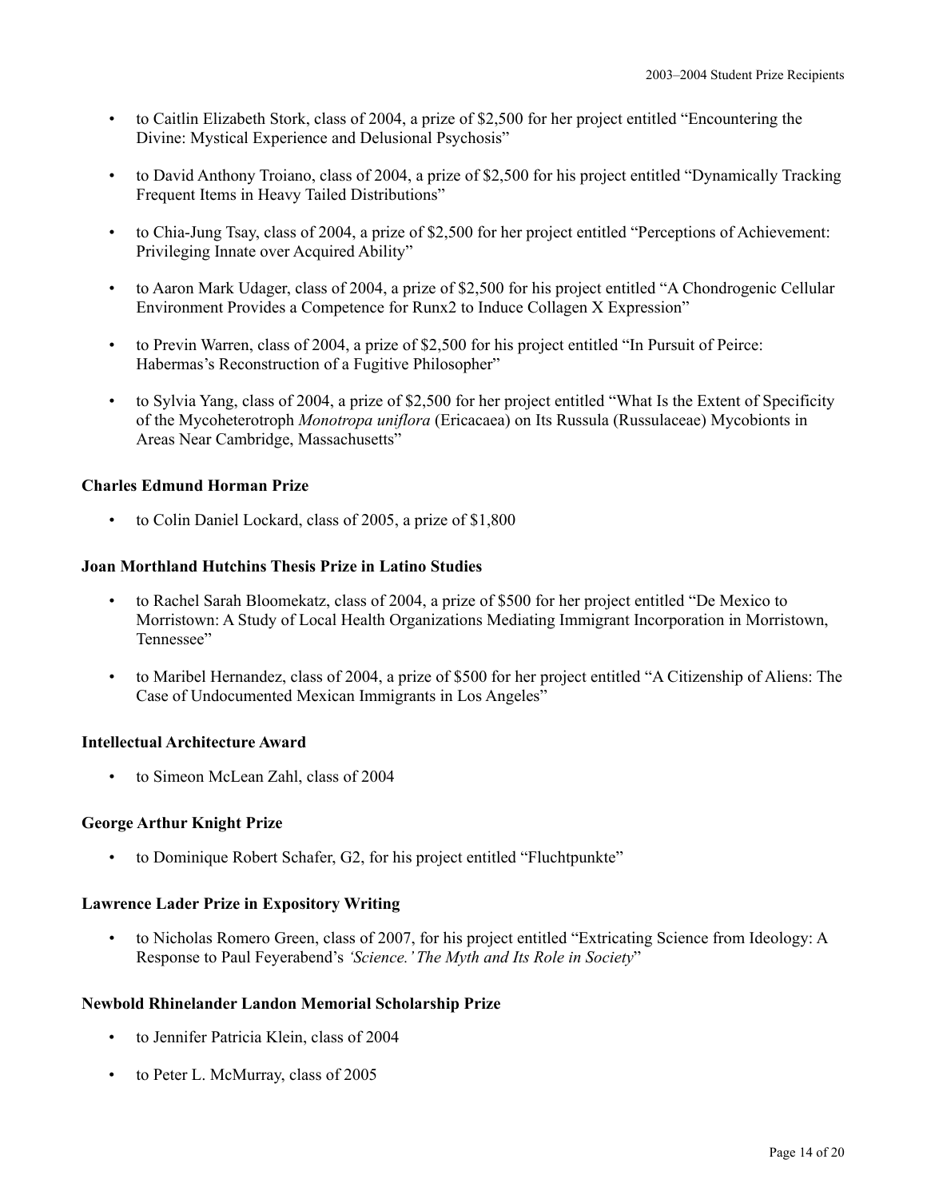- to Caitlin Elizabeth Stork, class of 2004, a prize of $2,500 for her project entitled "Encountering the Divine: Mystical Experience and Delusional Psychosis"

- to David Anthony Troiano, class of 2004, a prize of $2,500 for his project entitled "Dynamically Tracking Frequent Items in Heavy Tailed Distributions"

- to Chia-Jung Tsay, class of 2004, a prize of $2,500 for her project entitled "Perceptions of Achievement: Privileging Innate over Acquired Ability"

- to Aaron Mark Udager, class of 2004, a prize of $2,500 for his project entitled "A Chondrogenic Cellular Environment Provides a Competence for Runx2 to Induce Collagen X Expression"

- to Previn Warren, class of 2004, a prize of $2,500 for his project entitled "In Pursuit of Peirce: Habermas's Reconstruction of a Fugitive Philosopher"

- to Sylvia Yang, class of 2004, a prize of $2,500 for her project entitled "What Is the Extent of Specificity of the Mycoheterotroph *Monotropa uniflora* (Ericacaea) on Its Russula (Russulaceae) Mycobionts in Areas Near Cambridge, Massachusetts"

**Charles Edmund Horman Prize**

- to Colin Daniel Lockard, class of 2005, a prize of $1,800

**Joan Morthland Hutchins Thesis Prize in Latino Studies**

- to Rachel Sarah Bloomekatz, class of 2004, a prize of $500 for her project entitled "De Mexico to Morristown: A Study of Local Health Organizations Mediating Immigrant Incorporation in Morristown, Tennessee"

- to Maribel Hernandez, class of 2004, a prize of $500 for her project entitled "A Citizenship of Aliens: The Case of Undocumented Mexican Immigrants in Los Angeles"

**Intellectual Architecture Award**

- to Simeon McLean Zahl, class of 2004

**George Arthur Knight Prize**

- to Dominique Robert Schafer, G2, for his project entitled "Fluchtpunkte"

**Lawrence Lader Prize in Expository Writing**

- to Nicholas Romero Green, class of 2007, for his project entitled "Extricating Science from Ideology: A Response to Paul Feyerabend's *'Science.' The Myth and Its Role in Society*"

**Newbold Rhinelander Landon Memorial Scholarship Prize**

- to Jennifer Patricia Klein, class of 2004

- to Peter L. McMurray, class of 2005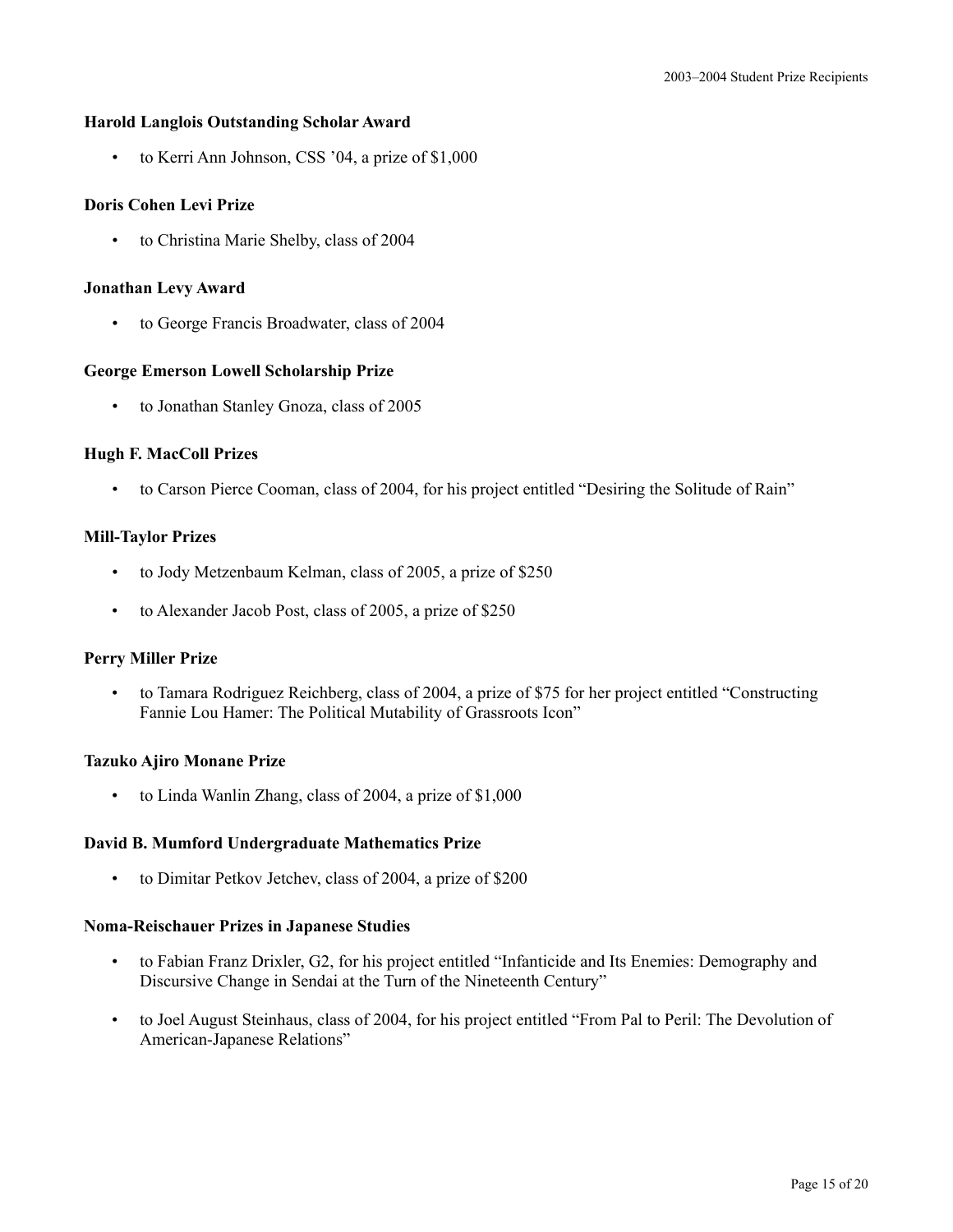**Harold Langlois Outstanding Scholar Award**

- to Kerri Ann Johnson, CSS ’04, a prize of $1,000

**Doris Cohen Levi Prize**

- to Christina Marie Shelby, class of 2004

**Jonathan Levy Award**

- to George Francis Broadwater, class of 2004

**George Emerson Lowell Scholarship Prize**

- to Jonathan Stanley Gnoza, class of 2005

**Hugh F. MacColl Prizes**

- to Carson Pierce Cooman, class of 2004, for his project entitled “Desiring the Solitude of Rain”

**Mill-Taylor Prizes**

- to Jody Metzenbaum Kelman, class of 2005, a prize of $250
- to Alexander Jacob Post, class of 2005, a prize of $250

**Perry Miller Prize**

- to Tamara Rodriguez Reichberg, class of 2004, a prize of $75 for her project entitled “Constructing Fannie Lou Hamer: The Political Mutability of Grassroots Icon”

**Tazuko Ajiro Monane Prize**

- to Linda Wanlin Zhang, class of 2004, a prize of $1,000

**David B. Mumford Undergraduate Mathematics Prize**

- to Dimitar Petkov Jetchev, class of 2004, a prize of $200

**Noma-Reischauer Prizes in Japanese Studies**

- to Fabian Franz Drixler, G2, for his project entitled “Infanticide and Its Enemies: Demography and Discursive Change in Sendai at the Turn of the Nineteenth Century”
- to Joel August Steinhaus, class of 2004, for his project entitled “From Pal to Peril: The Devolution of American-Japanese Relations”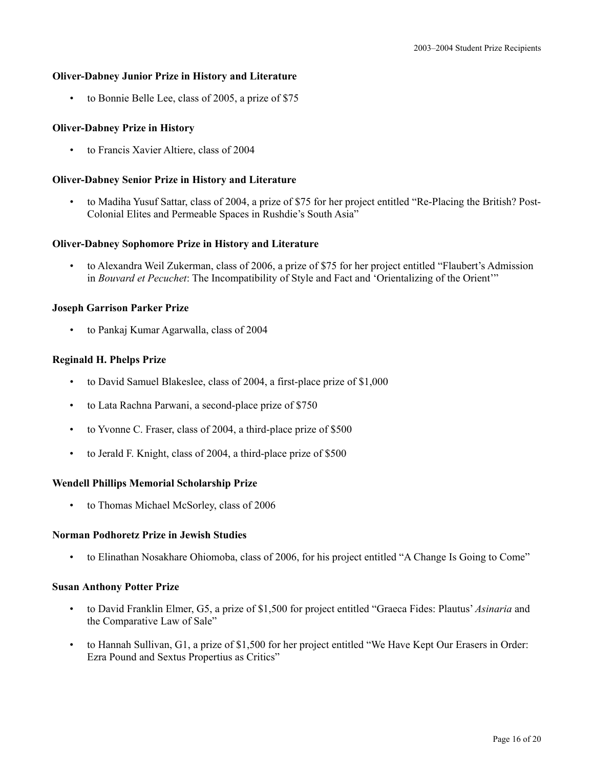**Oliver-Dabney Junior Prize in History and Literature**

- to Bonnie Belle Lee, class of 2005, a prize of $75

**Oliver-Dabney Prize in History**

- to Francis Xavier Altiere, class of 2004

**Oliver-Dabney Senior Prize in History and Literature**

- to Madiha Yusuf Sattar, class of 2004, a prize of $75 for her project entitled "Re-Placing the British? Post-Colonial Elites and Permeable Spaces in Rushdie's South Asia"

**Oliver-Dabney Sophomore Prize in History and Literature**

- to Alexandra Weil Zukerman, class of 2006, a prize of $75 for her project entitled "Flaubert's Admission in *Bouvard et Pecuchet*: The Incompatibility of Style and Fact and 'Orientalizing of the Orient'"

**Joseph Garrison Parker Prize**

- to Pankaj Kumar Agarwalla, class of 2004

**Reginald H. Phelps Prize**

- to David Samuel Blakeslee, class of 2004, a first-place prize of $1,000
- to Lata Rachna Parwani, a second-place prize of $750
- to Yvonne C. Fraser, class of 2004, a third-place prize of $500
- to Jerald F. Knight, class of 2004, a third-place prize of $500

**Wendell Phillips Memorial Scholarship Prize**

- to Thomas Michael McSorley, class of 2006

**Norman Podhoretz Prize in Jewish Studies**

- to Elinathan Nosakhare Ohiomoba, class of 2006, for his project entitled "A Change Is Going to Come"

**Susan Anthony Potter Prize**

- to David Franklin Elmer, G5, a prize of $1,500 for project entitled "Graeca Fides: Plautus' *Asinaria* and the Comparative Law of Sale"
- to Hannah Sullivan, G1, a prize of $1,500 for her project entitled "We Have Kept Our Erasers in Order: Ezra Pound and Sextus Propertius as Critics"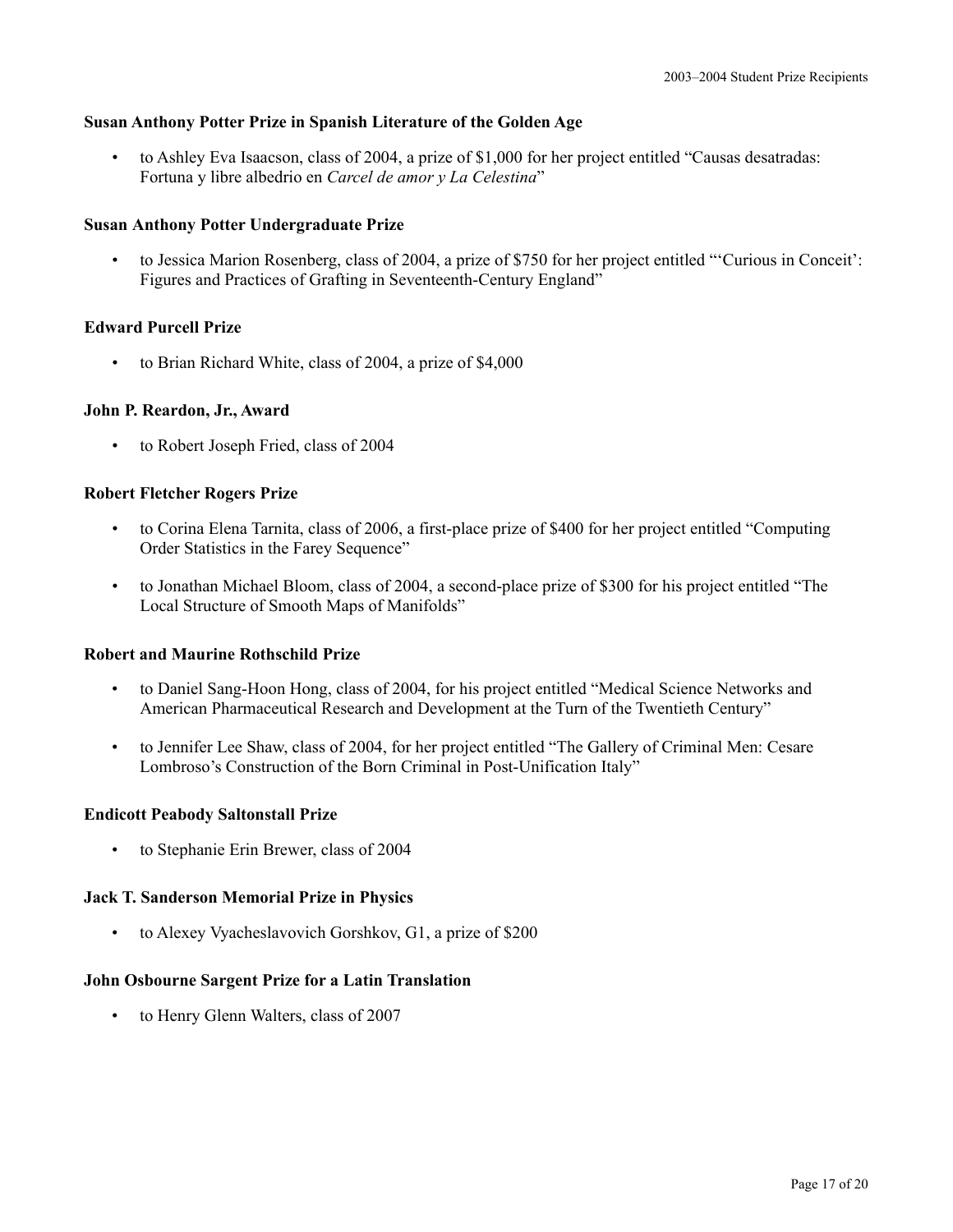**Susan Anthony Potter Prize in Spanish Literature of the Golden Age**

- to Ashley Eva Isaacson, class of 2004, a prize of $1,000 for her project entitled "Causas desatradas: Fortuna y libre albedrio en *Carcel de amor y La Celestina*"

**Susan Anthony Potter Undergraduate Prize**

- to Jessica Marion Rosenberg, class of 2004, a prize of $750 for her project entitled "'Curious in Conceit': Figures and Practices of Grafting in Seventeenth-Century England"

**Edward Purcell Prize**

- to Brian Richard White, class of 2004, a prize of $4,000

**John P. Reardon, Jr., Award**

- to Robert Joseph Fried, class of 2004

**Robert Fletcher Rogers Prize**

- to Corina Elena Tarnita, class of 2006, a first-place prize of $400 for her project entitled "Computing Order Statistics in the Farey Sequence"
- to Jonathan Michael Bloom, class of 2004, a second-place prize of $300 for his project entitled "The Local Structure of Smooth Maps of Manifolds"

**Robert and Maurine Rothschild Prize**

- to Daniel Sang-Hoon Hong, class of 2004, for his project entitled "Medical Science Networks and American Pharmaceutical Research and Development at the Turn of the Twentieth Century"
- to Jennifer Lee Shaw, class of 2004, for her project entitled "The Gallery of Criminal Men: Cesare Lombroso's Construction of the Born Criminal in Post-Unification Italy"

**Endicott Peabody Saltonstall Prize**

- to Stephanie Erin Brewer, class of 2004

**Jack T. Sanderson Memorial Prize in Physics**

- to Alexey Vyacheslavovich Gorshkov, G1, a prize of $200

**John Osbourne Sargent Prize for a Latin Translation**

- to Henry Glenn Walters, class of 2007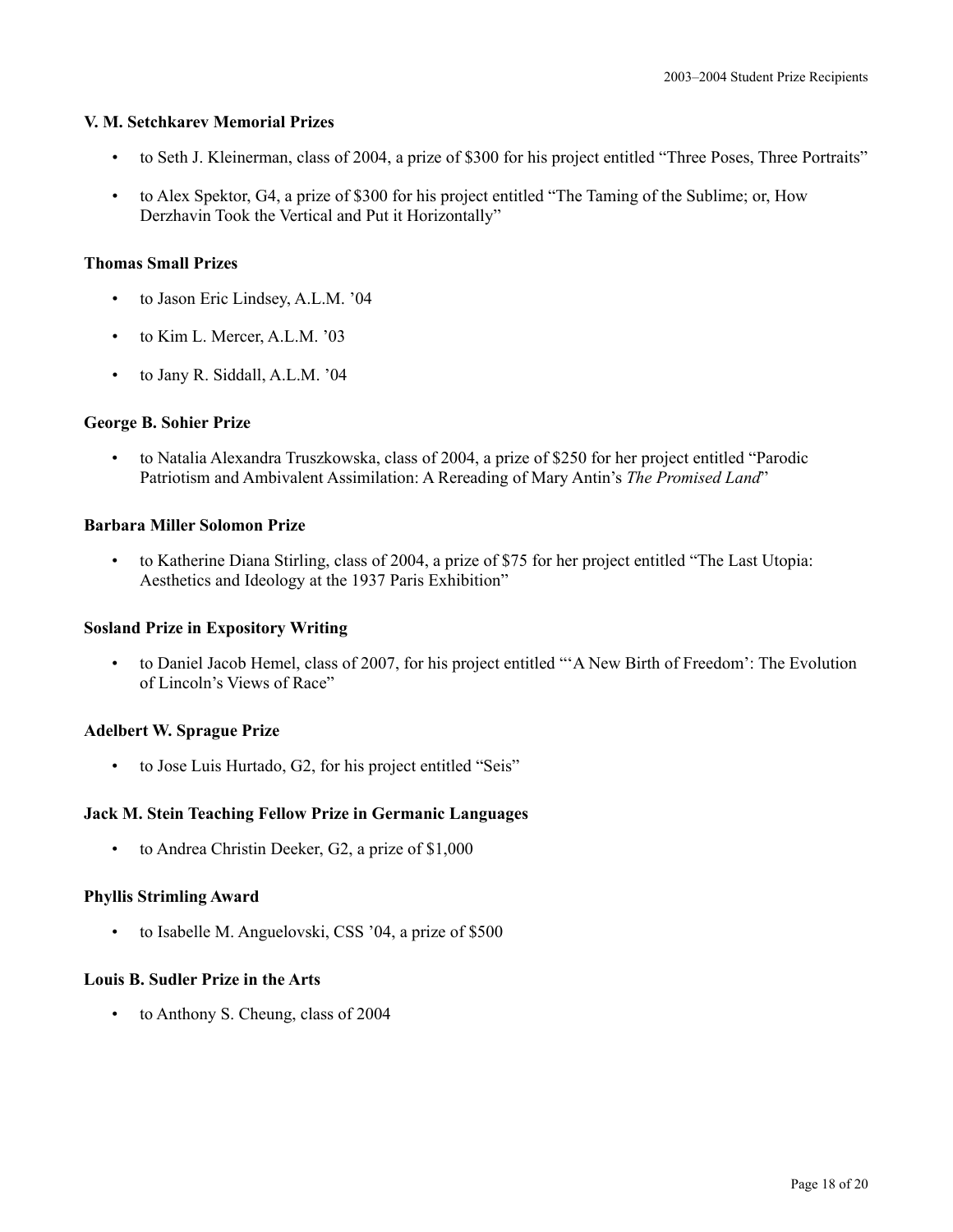**V. M. Setchkarev Memorial Prizes**

- to Seth J. Kleinerman, class of 2004, a prize of $300 for his project entitled “Three Poses, Three Portraits”
- to Alex Spektor, G4, a prize of $300 for his project entitled “The Taming of the Sublime; or, How Derzhavin Took the Vertical and Put it Horizontally”

**Thomas Small Prizes**

- to Jason Eric Lindsey, A.L.M. ’04
- to Kim L. Mercer, A.L.M. ’03
- to Jany R. Siddall, A.L.M. ’04

**George B. Sohier Prize**

- to Natalia Alexandra Truszkowska, class of 2004, a prize of $250 for her project entitled “Parodic Patriotism and Ambivalent Assimilation: A Rereading of Mary Antin’s *The Promised Land*”

**Barbara Miller Solomon Prize**

- to Katherine Diana Stirling, class of 2004, a prize of $75 for her project entitled “The Last Utopia: Aesthetics and Ideology at the 1937 Paris Exhibition”

**Sosland Prize in Expository Writing**

- to Daniel Jacob Hemel, class of 2007, for his project entitled “‘A New Birth of Freedom’: The Evolution of Lincoln’s Views of Race”

**Adelbert W. Sprague Prize**

- to Jose Luis Hurtado, G2, for his project entitled “Seis”

**Jack M. Stein Teaching Fellow Prize in Germanic Languages**

- to Andrea Christin Deeker, G2, a prize of $1,000

**Phyllis Strimling Award**

- to Isabelle M. Anguelovski, CSS ’04, a prize of $500

**Louis B. Sudler Prize in the Arts**

- to Anthony S. Cheung, class of 2004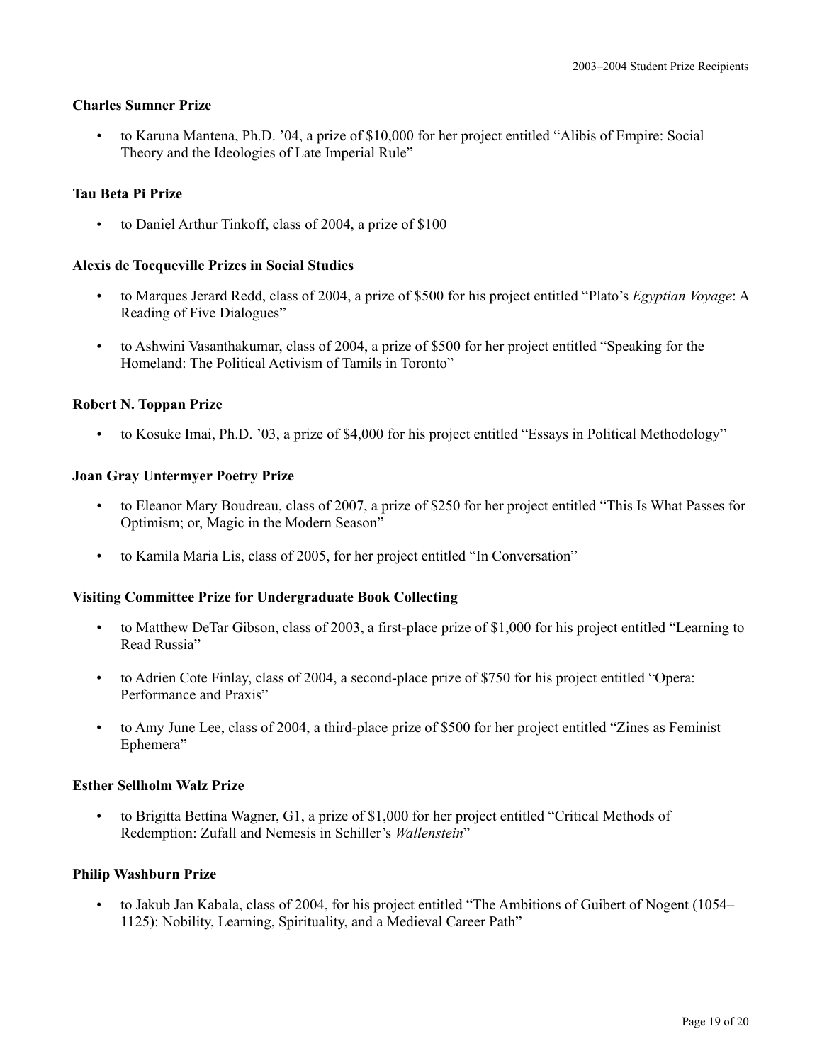### Charles Sumner Prize

- to Karuna Mantena, Ph.D. '04, a prize of $10,000 for her project entitled "Alibis of Empire: Social Theory and the Ideologies of Late Imperial Rule"

### Tau Beta Pi Prize

- to Daniel Arthur Tinkoff, class of 2004, a prize of $100

### Alexis de Tocqueville Prizes in Social Studies

- to Marques Jerard Redd, class of 2004, a prize of $500 for his project entitled "Plato's *Egyptian Voyage*: A Reading of Five Dialogues"
- to Ashwini Vasanthakumar, class of 2004, a prize of $500 for her project entitled "Speaking for the Homeland: The Political Activism of Tamils in Toronto"

### Robert N. Toppan Prize

- to Kosuke Imai, Ph.D. '03, a prize of $4,000 for his project entitled "Essays in Political Methodology"

### Joan Gray Untermyer Poetry Prize

- to Eleanor Mary Boudreau, class of 2007, a prize of $250 for her project entitled "This Is What Passes for Optimism; or, Magic in the Modern Season"
- to Kamila Maria Lis, class of 2005, for her project entitled "In Conversation"

### Visiting Committee Prize for Undergraduate Book Collecting

- to Matthew DeTar Gibson, class of 2003, a first-place prize of $1,000 for his project entitled "Learning to Read Russia"
- to Adrien Cote Finlay, class of 2004, a second-place prize of $750 for his project entitled "Opera: Performance and Praxis"
- to Amy June Lee, class of 2004, a third-place prize of $500 for her project entitled "Zines as Feminist Ephemera"

### Esther Sellholm Walz Prize

- to Brigitta Bettina Wagner, G1, a prize of $1,000 for her project entitled "Critical Methods of Redemption: Zufall and Nemesis in Schiller's *Wallenstein*"

### Philip Washburn Prize

- to Jakub Jan Kabala, class of 2004, for his project entitled "The Ambitions of Guibert of Nogent (1054–1125): Nobility, Learning, Spirituality, and a Medieval Career Path"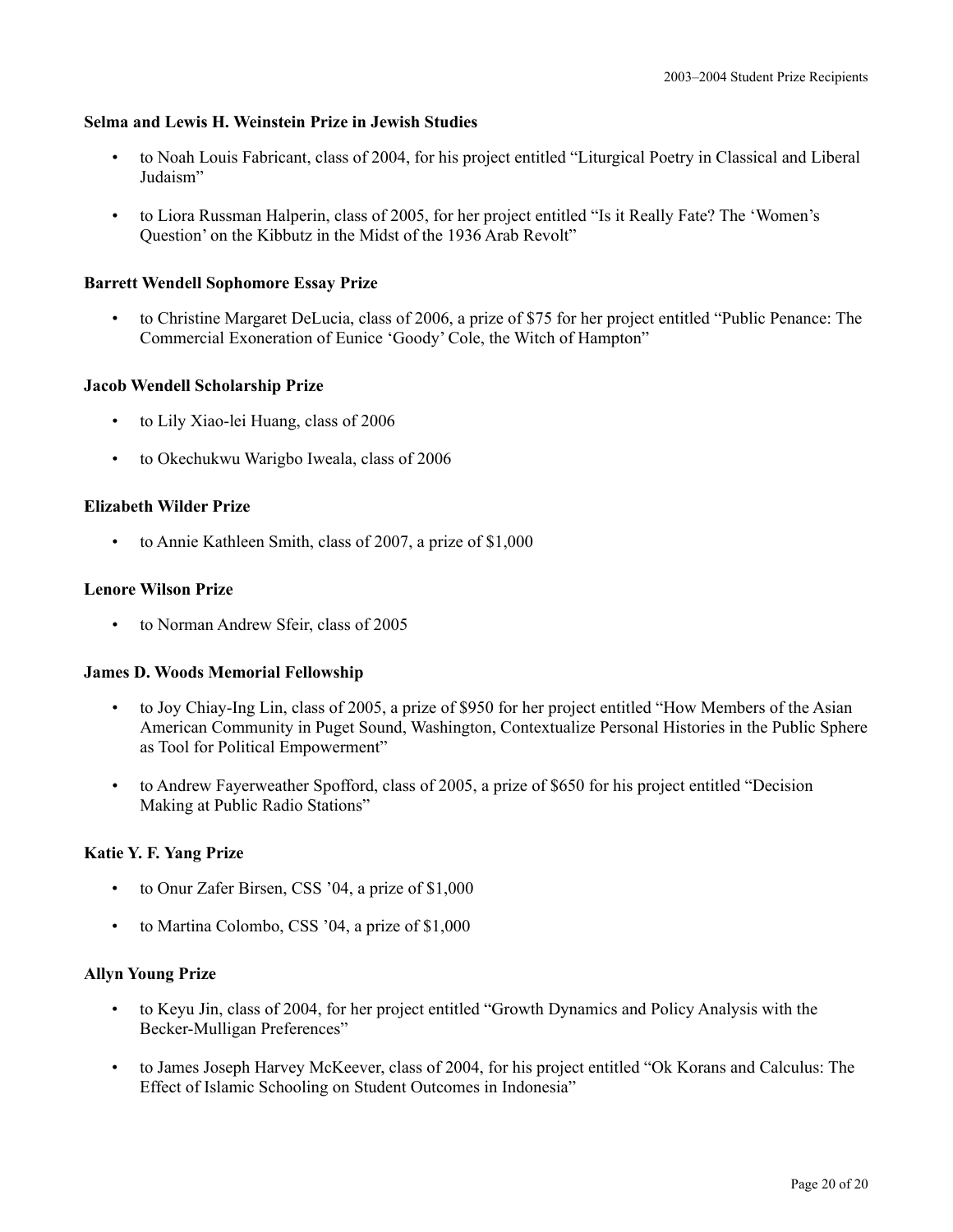**Selma and Lewis H. Weinstein Prize in Jewish Studies**

- to Noah Louis Fabricant, class of 2004, for his project entitled “Liturgical Poetry in Classical and Liberal Judaism”
- to Liora Russman Halperin, class of 2005, for her project entitled “Is it Really Fate? The ‘Women’s Question’ on the Kibbutz in the Midst of the 1936 Arab Revolt”

**Barrett Wendell Sophomore Essay Prize**

- to Christine Margaret DeLucia, class of 2006, a prize of $75 for her project entitled “Public Penance: The Commercial Exoneration of Eunice ‘Goody’ Cole, the Witch of Hampton”

**Jacob Wendell Scholarship Prize**

- to Lily Xiao-lei Huang, class of 2006
- to Okechukwu Warigbo Iweala, class of 2006

**Elizabeth Wilder Prize**

- to Annie Kathleen Smith, class of 2007, a prize of $1,000

**Lenore Wilson Prize**

- to Norman Andrew Sfeir, class of 2005

**James D. Woods Memorial Fellowship**

- to Joy Chiay-Ing Lin, class of 2005, a prize of $950 for her project entitled “How Members of the Asian American Community in Puget Sound, Washington, Contextualize Personal Histories in the Public Sphere as Tool for Political Empowerment”
- to Andrew Fayerweather Spofford, class of 2005, a prize of $650 for his project entitled “Decision Making at Public Radio Stations”

**Katie Y. F. Yang Prize**

- to Onur Zafer Birsen, CSS ’04, a prize of $1,000
- to Martina Colombo, CSS ’04, a prize of $1,000

**Allyn Young Prize**

- to Keyu Jin, class of 2004, for her project entitled “Growth Dynamics and Policy Analysis with the Becker-Mulligan Preferences”
- to James Joseph Harvey McKeever, class of 2004, for his project entitled “Ok Korans and Calculus: The Effect of Islamic Schooling on Student Outcomes in Indonesia”